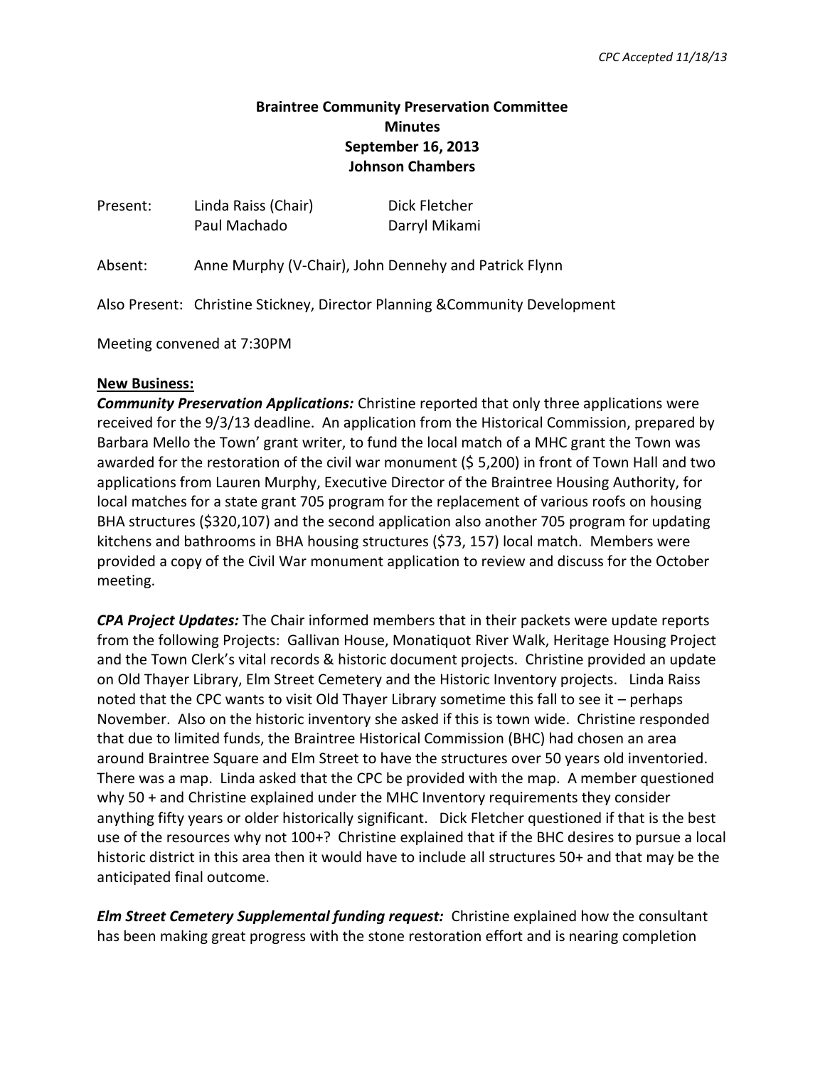*CPC Accepted 11/18/13*

**Braintree Community Preservation Committee**
**Minutes**
**September 16, 2013**
**Johnson Chambers**

| | | |
|---|---|---|
| Present: | Linda Raiss (Chair) | Dick Fletcher |
| | Paul Machado | Darryl Mikami |

Absent: Anne Murphy (V-Chair), John Dennehy and Patrick Flynn

Also Present: Christine Stickney, Director Planning &Community Development

Meeting convened at 7:30PM

**New Business:**

***Community Preservation Applications:*** Christine reported that only three applications were received for the 9/3/13 deadline. An application from the Historical Commission, prepared by Barbara Mello the Town' grant writer, to fund the local match of a MHC grant the Town was awarded for the restoration of the civil war monument ($ 5,200) in front of Town Hall and two applications from Lauren Murphy, Executive Director of the Braintree Housing Authority, for local matches for a state grant 705 program for the replacement of various roofs on housing BHA structures ($320,107) and the second application also another 705 program for updating kitchens and bathrooms in BHA housing structures ($73, 157) local match. Members were provided a copy of the Civil War monument application to review and discuss for the October meeting.

***CPA Project Updates:*** The Chair informed members that in their packets were update reports from the following Projects: Gallivan House, Monatiquot River Walk, Heritage Housing Project and the Town Clerk's vital records & historic document projects. Christine provided an update on Old Thayer Library, Elm Street Cemetery and the Historic Inventory projects. Linda Raiss noted that the CPC wants to visit Old Thayer Library sometime this fall to see it – perhaps November. Also on the historic inventory she asked if this is town wide. Christine responded that due to limited funds, the Braintree Historical Commission (BHC) had chosen an area around Braintree Square and Elm Street to have the structures over 50 years old inventoried. There was a map. Linda asked that the CPC be provided with the map. A member questioned why 50 + and Christine explained under the MHC Inventory requirements they consider anything fifty years or older historically significant. Dick Fletcher questioned if that is the best use of the resources why not 100+? Christine explained that if the BHC desires to pursue a local historic district in this area then it would have to include all structures 50+ and that may be the anticipated final outcome.

***Elm Street Cemetery Supplemental funding request:*** Christine explained how the consultant has been making great progress with the stone restoration effort and is nearing completion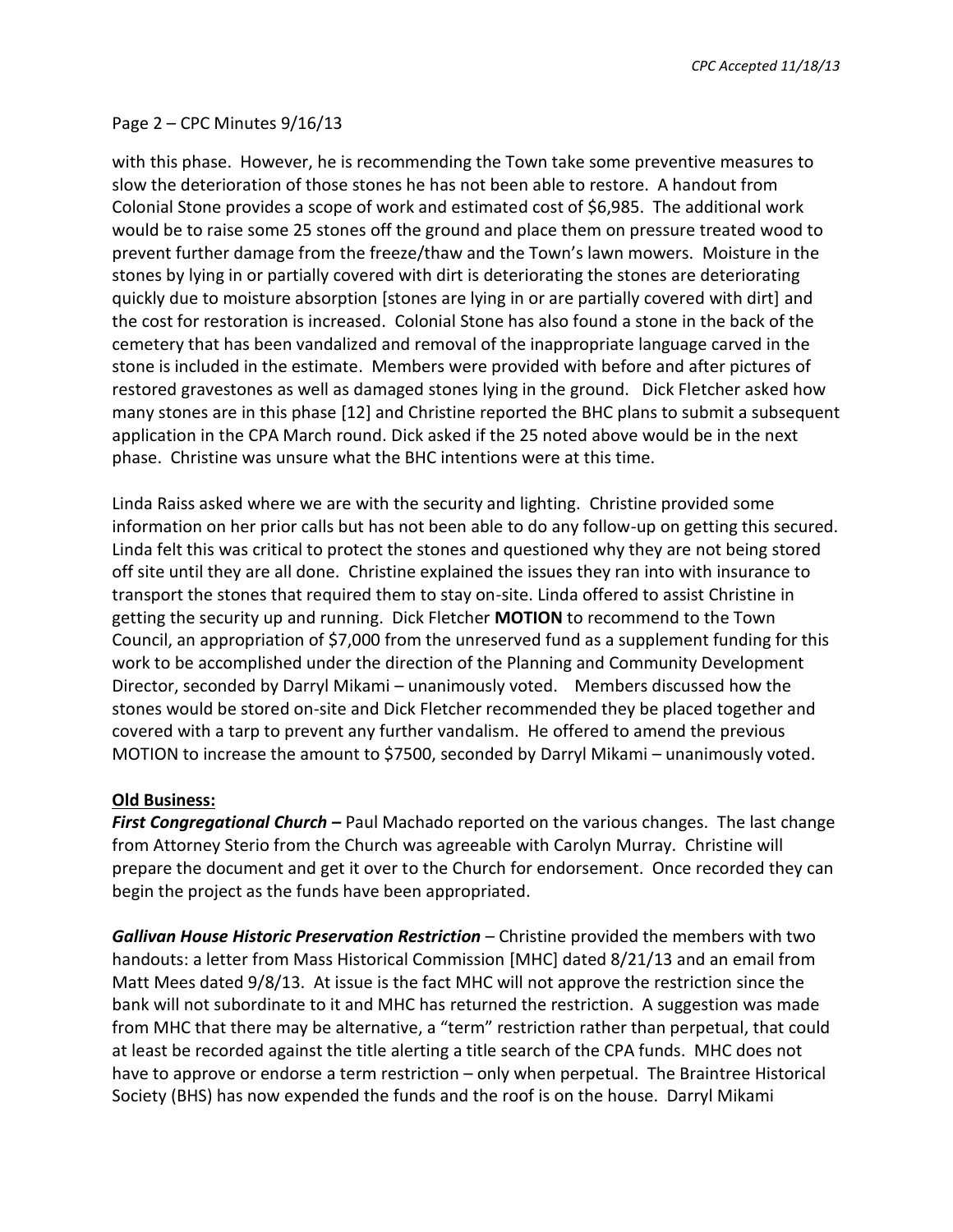Page 2 – CPC Minutes 9/16/13

with this phase. However, he is recommending the Town take some preventive measures to slow the deterioration of those stones he has not been able to restore. A handout from Colonial Stone provides a scope of work and estimated cost of $6,985. The additional work would be to raise some 25 stones off the ground and place them on pressure treated wood to prevent further damage from the freeze/thaw and the Town's lawn mowers. Moisture in the stones by lying in or partially covered with dirt is deteriorating the stones are deteriorating quickly due to moisture absorption [stones are lying in or are partially covered with dirt] and the cost for restoration is increased. Colonial Stone has also found a stone in the back of the cemetery that has been vandalized and removal of the inappropriate language carved in the stone is included in the estimate. Members were provided with before and after pictures of restored gravestones as well as damaged stones lying in the ground. Dick Fletcher asked how many stones are in this phase [12] and Christine reported the BHC plans to submit a subsequent application in the CPA March round. Dick asked if the 25 noted above would be in the next phase. Christine was unsure what the BHC intentions were at this time.

Linda Raiss asked where we are with the security and lighting. Christine provided some information on her prior calls but has not been able to do any follow-up on getting this secured. Linda felt this was critical to protect the stones and questioned why they are not being stored off site until they are all done. Christine explained the issues they ran into with insurance to transport the stones that required them to stay on-site. Linda offered to assist Christine in getting the security up and running. Dick Fletcher **MOTION** to recommend to the Town Council, an appropriation of $7,000 from the unreserved fund as a supplement funding for this work to be accomplished under the direction of the Planning and Community Development Director, seconded by Darryl Mikami – unanimously voted. Members discussed how the stones would be stored on-site and Dick Fletcher recommended they be placed together and covered with a tarp to prevent any further vandalism. He offered to amend the previous MOTION to increase the amount to $7500, seconded by Darryl Mikami – unanimously voted.

**Old Business:**

***First Congregational Church –*** Paul Machado reported on the various changes. The last change from Attorney Sterio from the Church was agreeable with Carolyn Murray. Christine will prepare the document and get it over to the Church for endorsement. Once recorded they can begin the project as the funds have been appropriated.

***Gallivan House Historic Preservation Restriction*** – Christine provided the members with two handouts: a letter from Mass Historical Commission [MHC] dated 8/21/13 and an email from Matt Mees dated 9/8/13. At issue is the fact MHC will not approve the restriction since the bank will not subordinate to it and MHC has returned the restriction. A suggestion was made from MHC that there may be alternative, a "term" restriction rather than perpetual, that could at least be recorded against the title alerting a title search of the CPA funds. MHC does not have to approve or endorse a term restriction – only when perpetual. The Braintree Historical Society (BHS) has now expended the funds and the roof is on the house. Darryl Mikami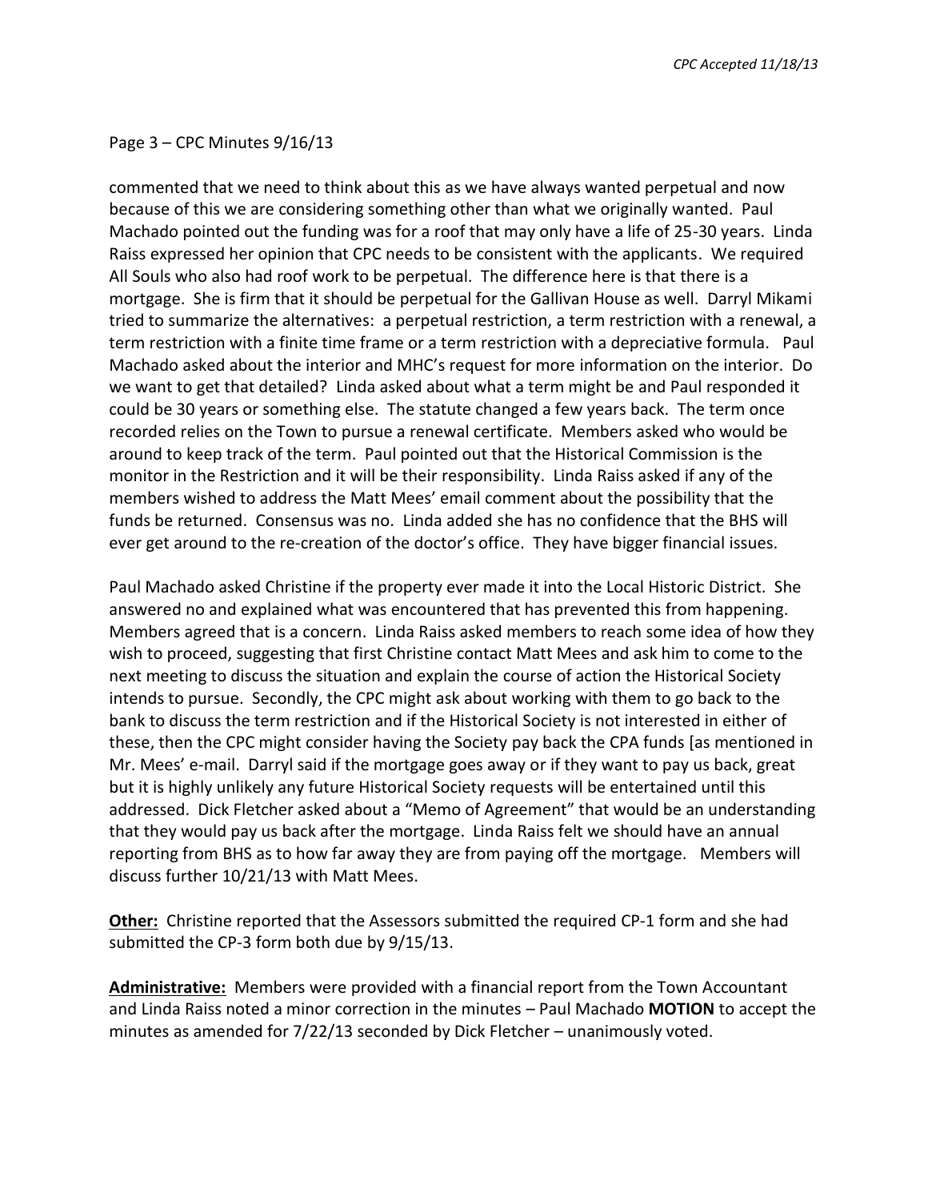Page 3 – CPC Minutes 9/16/13

commented that we need to think about this as we have always wanted perpetual and now because of this we are considering something other than what we originally wanted. Paul Machado pointed out the funding was for a roof that may only have a life of 25-30 years. Linda Raiss expressed her opinion that CPC needs to be consistent with the applicants. We required All Souls who also had roof work to be perpetual. The difference here is that there is a mortgage. She is firm that it should be perpetual for the Gallivan House as well. Darryl Mikami tried to summarize the alternatives: a perpetual restriction, a term restriction with a renewal, a term restriction with a finite time frame or a term restriction with a depreciative formula. Paul Machado asked about the interior and MHC's request for more information on the interior. Do we want to get that detailed? Linda asked about what a term might be and Paul responded it could be 30 years or something else. The statute changed a few years back. The term once recorded relies on the Town to pursue a renewal certificate. Members asked who would be around to keep track of the term. Paul pointed out that the Historical Commission is the monitor in the Restriction and it will be their responsibility. Linda Raiss asked if any of the members wished to address the Matt Mees' email comment about the possibility that the funds be returned. Consensus was no. Linda added she has no confidence that the BHS will ever get around to the re-creation of the doctor's office. They have bigger financial issues.

Paul Machado asked Christine if the property ever made it into the Local Historic District. She answered no and explained what was encountered that has prevented this from happening. Members agreed that is a concern. Linda Raiss asked members to reach some idea of how they wish to proceed, suggesting that first Christine contact Matt Mees and ask him to come to the next meeting to discuss the situation and explain the course of action the Historical Society intends to pursue. Secondly, the CPC might ask about working with them to go back to the bank to discuss the term restriction and if the Historical Society is not interested in either of these, then the CPC might consider having the Society pay back the CPA funds [as mentioned in Mr. Mees' e-mail. Darryl said if the mortgage goes away or if they want to pay us back, great but it is highly unlikely any future Historical Society requests will be entertained until this addressed. Dick Fletcher asked about a "Memo of Agreement" that would be an understanding that they would pay us back after the mortgage. Linda Raiss felt we should have an annual reporting from BHS as to how far away they are from paying off the mortgage. Members will discuss further 10/21/13 with Matt Mees.

**Other:** Christine reported that the Assessors submitted the required CP-1 form and she had submitted the CP-3 form both due by 9/15/13.

**Administrative:** Members were provided with a financial report from the Town Accountant and Linda Raiss noted a minor correction in the minutes – Paul Machado **MOTION** to accept the minutes as amended for 7/22/13 seconded by Dick Fletcher – unanimously voted.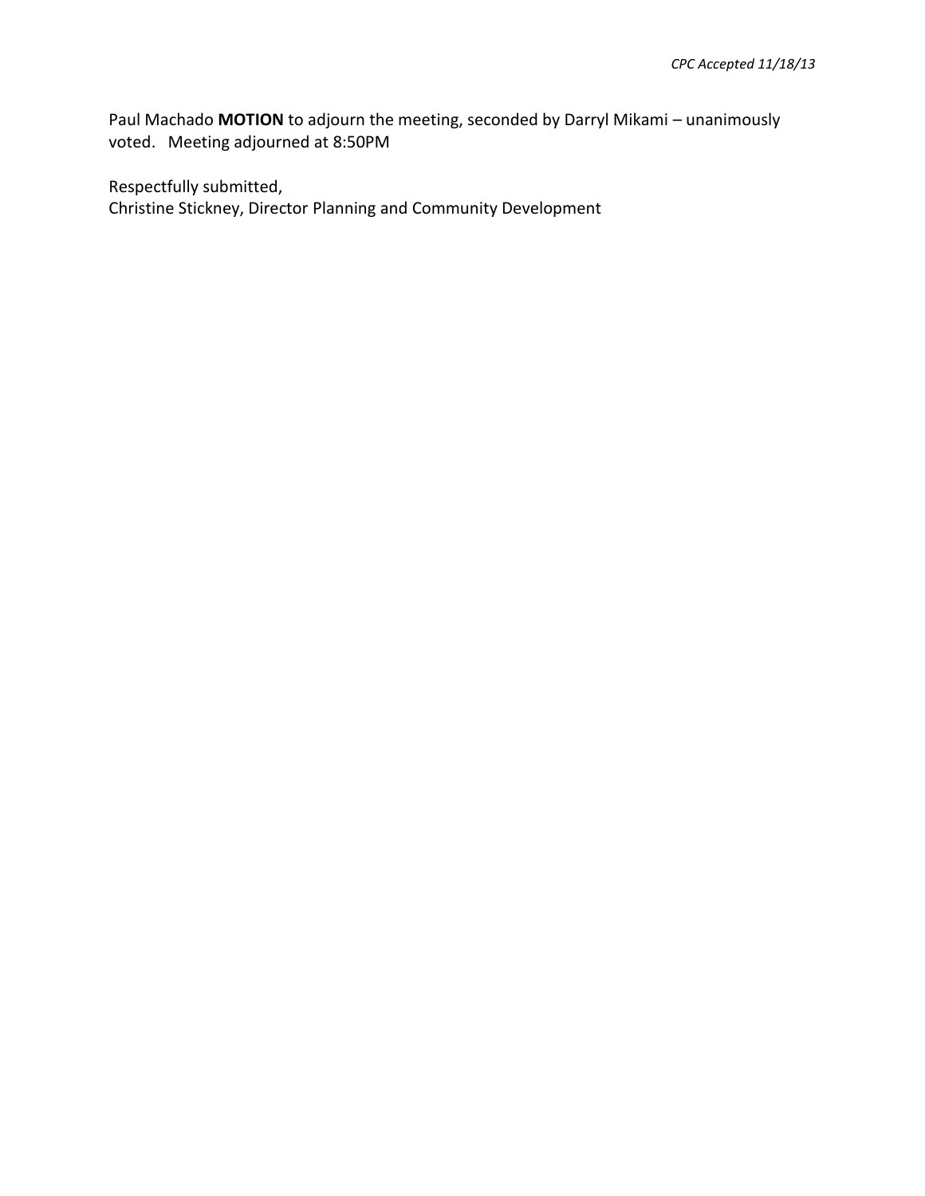Paul Machado **MOTION** to adjourn the meeting, seconded by Darryl Mikami – unanimously voted. Meeting adjourned at 8:50PM

Respectfully submitted,
Christine Stickney, Director Planning and Community Development